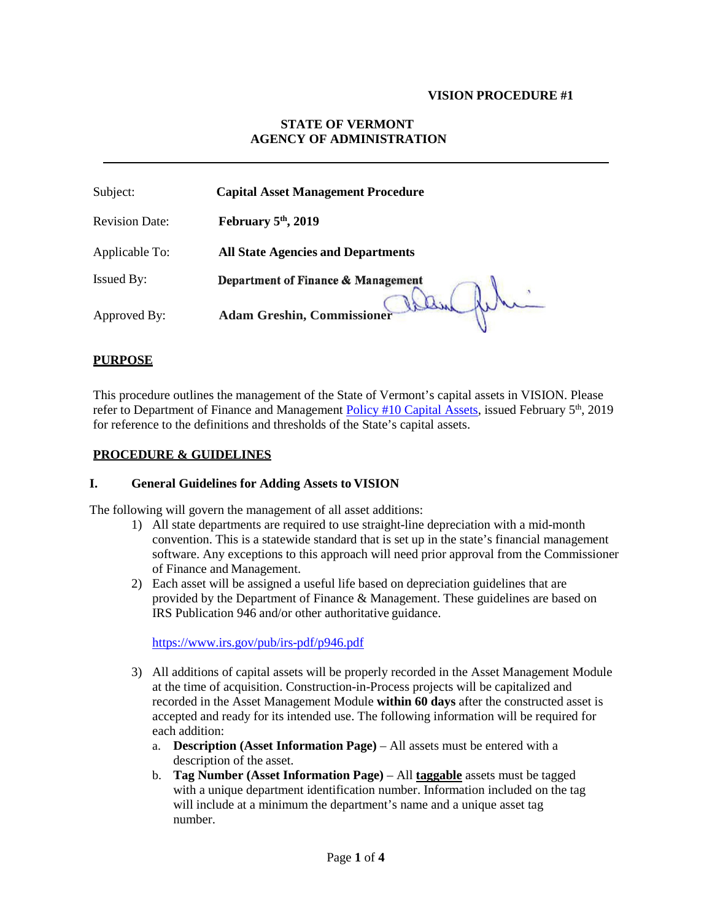**VISION PROCEDURE #1**

**STATE OF VERMONT**
**AGENCY OF ADMINISTRATION**

---

| | |
|---|---|
| Subject: | **Capital Asset Management Procedure** |
| Revision Date: | **February 5th, 2019** |
| Applicable To: | **All State Agencies and Departments** |
| Issued By: | **Department of Finance & Management** |
| Approved By: | **Adam Greshin, Commissioner** |

## PURPOSE

This procedure outlines the management of the State of Vermont's capital assets in VISION. Please refer to Department of Finance and Management [Policy #10 Capital Assets](), issued February 5th, 2019 for reference to the definitions and thresholds of the State's capital assets.

## PROCEDURE & GUIDELINES

### I. General Guidelines for Adding Assets to VISION

The following will govern the management of all asset additions:

1) All state departments are required to use straight-line depreciation with a mid-month convention. This is a statewide standard that is set up in the state's financial management software. Any exceptions to this approach will need prior approval from the Commissioner of Finance and Management.
2) Each asset will be assigned a useful life based on depreciation guidelines that are provided by the Department of Finance & Management. These guidelines are based on IRS Publication 946 and/or other authoritative guidance.

   https://www.irs.gov/pub/irs-pdf/p946.pdf

3) All additions of capital assets will be properly recorded in the Asset Management Module at the time of acquisition. Construction-in-Process projects will be capitalized and recorded in the Asset Management Module **within 60 days** after the constructed asset is accepted and ready for its intended use. The following information will be required for each addition:
   a. **Description (Asset Information Page)** – All assets must be entered with a description of the asset.
   b. **Tag Number (Asset Information Page)** – All **taggable** assets must be tagged with a unique department identification number. Information included on the tag will include at a minimum the department's name and a unique asset tag number.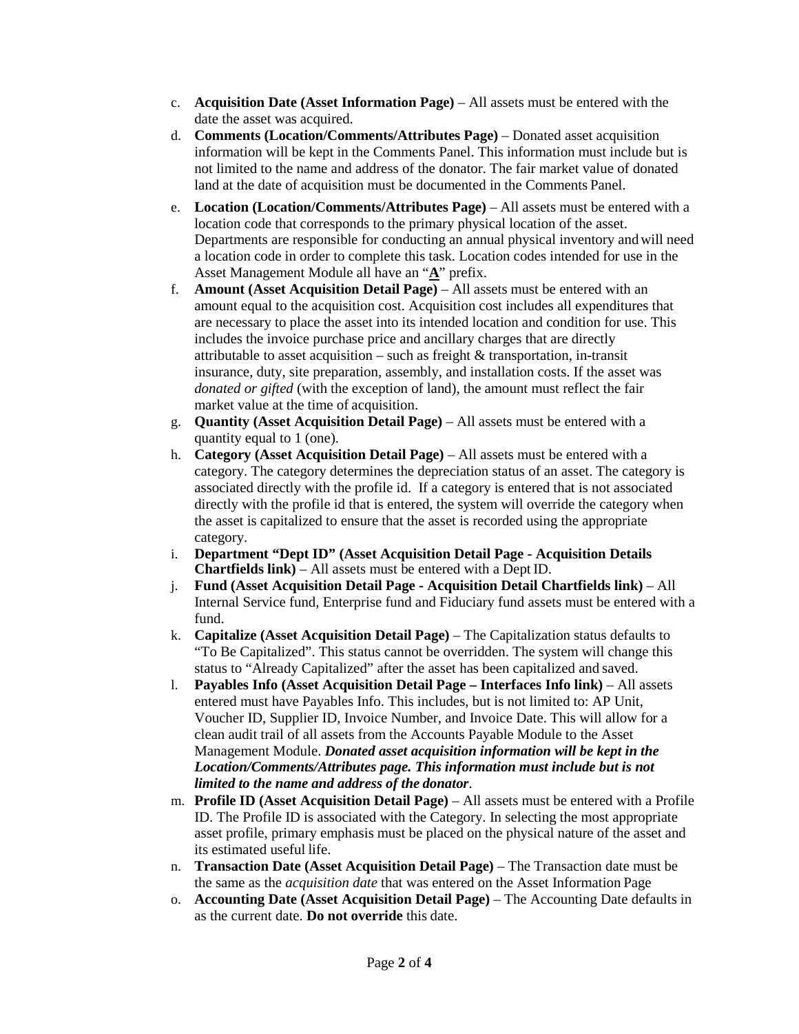c. **Acquisition Date (Asset Information Page)** – All assets must be entered with the date the asset was acquired.

d. **Comments (Location/Comments/Attributes Page)** – Donated asset acquisition information will be kept in the Comments Panel. This information must include but is not limited to the name and address of the donator. The fair market value of donated land at the date of acquisition must be documented in the Comments Panel.

e. **Location (Location/Comments/Attributes Page)** – All assets must be entered with a location code that corresponds to the primary physical location of the asset. Departments are responsible for conducting an annual physical inventory and will need a location code in order to complete this task. Location codes intended for use in the Asset Management Module all have an "**A**" prefix.

f. **Amount (Asset Acquisition Detail Page)** – All assets must be entered with an amount equal to the acquisition cost. Acquisition cost includes all expenditures that are necessary to place the asset into its intended location and condition for use. This includes the invoice purchase price and ancillary charges that are directly attributable to asset acquisition – such as freight & transportation, in-transit insurance, duty, site preparation, assembly, and installation costs. If the asset was *donated or gifted* (with the exception of land), the amount must reflect the fair market value at the time of acquisition.

g. **Quantity (Asset Acquisition Detail Page)** – All assets must be entered with a quantity equal to 1 (one).

h. **Category (Asset Acquisition Detail Page)** – All assets must be entered with a category. The category determines the depreciation status of an asset. The category is associated directly with the profile id. If a category is entered that is not associated directly with the profile id that is entered, the system will override the category when the asset is capitalized to ensure that the asset is recorded using the appropriate category.

i. **Department "Dept ID" (Asset Acquisition Detail Page - Acquisition Details Chartfields link)** – All assets must be entered with a Dept ID.

j. **Fund (Asset Acquisition Detail Page - Acquisition Detail Chartfields link)** – All Internal Service fund, Enterprise fund and Fiduciary fund assets must be entered with a fund.

k. **Capitalize (Asset Acquisition Detail Page)** – The Capitalization status defaults to "To Be Capitalized". This status cannot be overridden. The system will change this status to "Already Capitalized" after the asset has been capitalized and saved.

l. **Payables Info (Asset Acquisition Detail Page – Interfaces Info link)** – All assets entered must have Payables Info. This includes, but is not limited to: AP Unit, Voucher ID, Supplier ID, Invoice Number, and Invoice Date. This will allow for a clean audit trail of all assets from the Accounts Payable Module to the Asset Management Module. ***Donated asset acquisition information will be kept in the Location/Comments/Attributes page. This information must include but is not limited to the name and address of the donator***.

m. **Profile ID (Asset Acquisition Detail Page)** – All assets must be entered with a Profile ID. The Profile ID is associated with the Category. In selecting the most appropriate asset profile, primary emphasis must be placed on the physical nature of the asset and its estimated useful life.

n. **Transaction Date (Asset Acquisition Detail Page)** – The Transaction date must be the same as the *acquisition date* that was entered on the Asset Information Page

o. **Accounting Date (Asset Acquisition Detail Page)** – The Accounting Date defaults in as the current date. **Do not override** this date.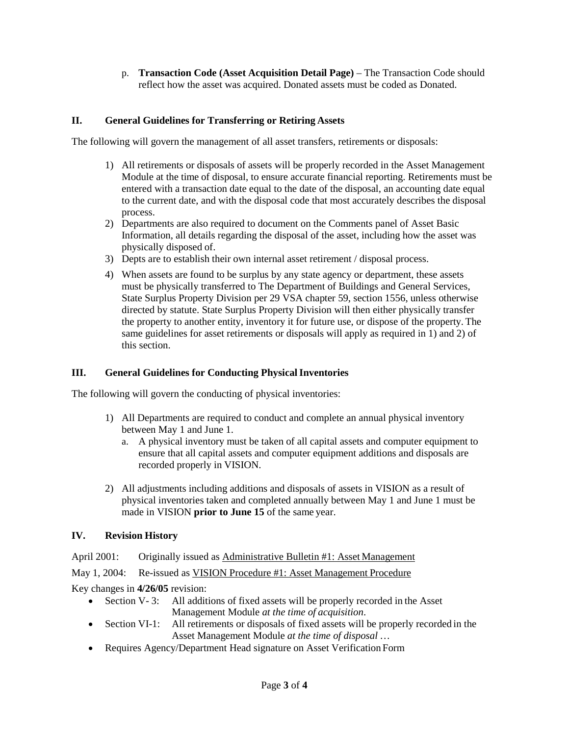p. **Transaction Code (Asset Acquisition Detail Page)** – The Transaction Code should reflect how the asset was acquired. Donated assets must be coded as Donated.

## II. General Guidelines for Transferring or Retiring Assets

The following will govern the management of all asset transfers, retirements or disposals:

1) All retirements or disposals of assets will be properly recorded in the Asset Management Module at the time of disposal, to ensure accurate financial reporting. Retirements must be entered with a transaction date equal to the date of the disposal, an accounting date equal to the current date, and with the disposal code that most accurately describes the disposal process.
2) Departments are also required to document on the Comments panel of Asset Basic Information, all details regarding the disposal of the asset, including how the asset was physically disposed of.
3) Depts are to establish their own internal asset retirement / disposal process.
4) When assets are found to be surplus by any state agency or department, these assets must be physically transferred to The Department of Buildings and General Services, State Surplus Property Division per 29 VSA chapter 59, section 1556, unless otherwise directed by statute. State Surplus Property Division will then either physically transfer the property to another entity, inventory it for future use, or dispose of the property. The same guidelines for asset retirements or disposals will apply as required in 1) and 2) of this section.

## III. General Guidelines for Conducting Physical Inventories

The following will govern the conducting of physical inventories:

1) All Departments are required to conduct and complete an annual physical inventory between May 1 and June 1.
   a. A physical inventory must be taken of all capital assets and computer equipment to ensure that all capital assets and computer equipment additions and disposals are recorded properly in VISION.

2) All adjustments including additions and disposals of assets in VISION as a result of physical inventories taken and completed annually between May 1 and June 1 must be made in VISION **prior to June 15** of the same year.

## IV. Revision History

April 2001: Originally issued as Administrative Bulletin #1: Asset Management

May 1, 2004: Re-issued as VISION Procedure #1: Asset Management Procedure

Key changes in **4/26/05** revision:

- Section V- 3: All additions of fixed assets will be properly recorded in the Asset Management Module *at the time of acquisition*.
- Section VI-1: All retirements or disposals of fixed assets will be properly recorded in the Asset Management Module *at the time of disposal …*
- Requires Agency/Department Head signature on Asset Verification Form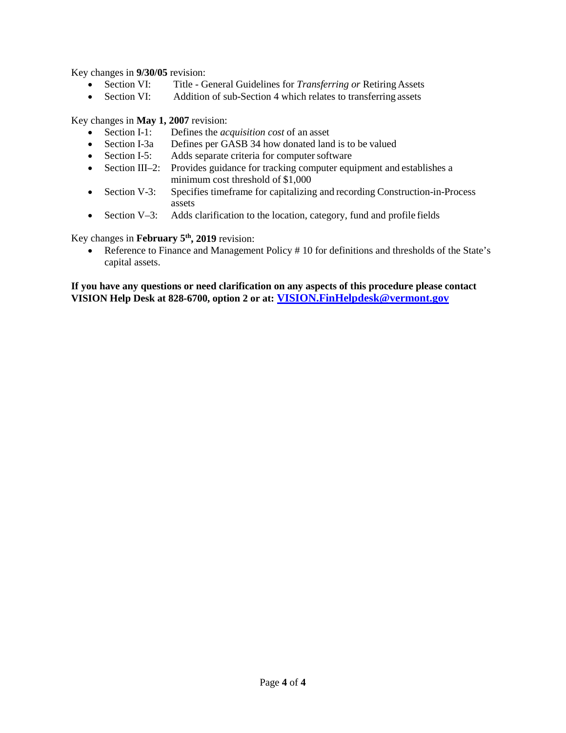Key changes in **9/30/05** revision:

- Section VI: Title - General Guidelines for *Transferring or* Retiring Assets
- Section VI: Addition of sub-Section 4 which relates to transferring assets

Key changes in **May 1, 2007** revision:

- Section I-1: Defines the *acquisition cost* of an asset
- Section I-3a Defines per GASB 34 how donated land is to be valued
- Section I-5: Adds separate criteria for computer software
- Section III–2: Provides guidance for tracking computer equipment and establishes a minimum cost threshold of $1,000
- Section V-3: Specifies timeframe for capitalizing and recording Construction-in-Process assets
- Section V–3: Adds clarification to the location, category, fund and profile fields

Key changes in **February 5th, 2019** revision:

- Reference to Finance and Management Policy # 10 for definitions and thresholds of the State's capital assets.

**If you have any questions or need clarification on any aspects of this procedure please contact VISION Help Desk at 828-6700, option 2 or at: VISION.FinHelpdesk@vermont.gov**